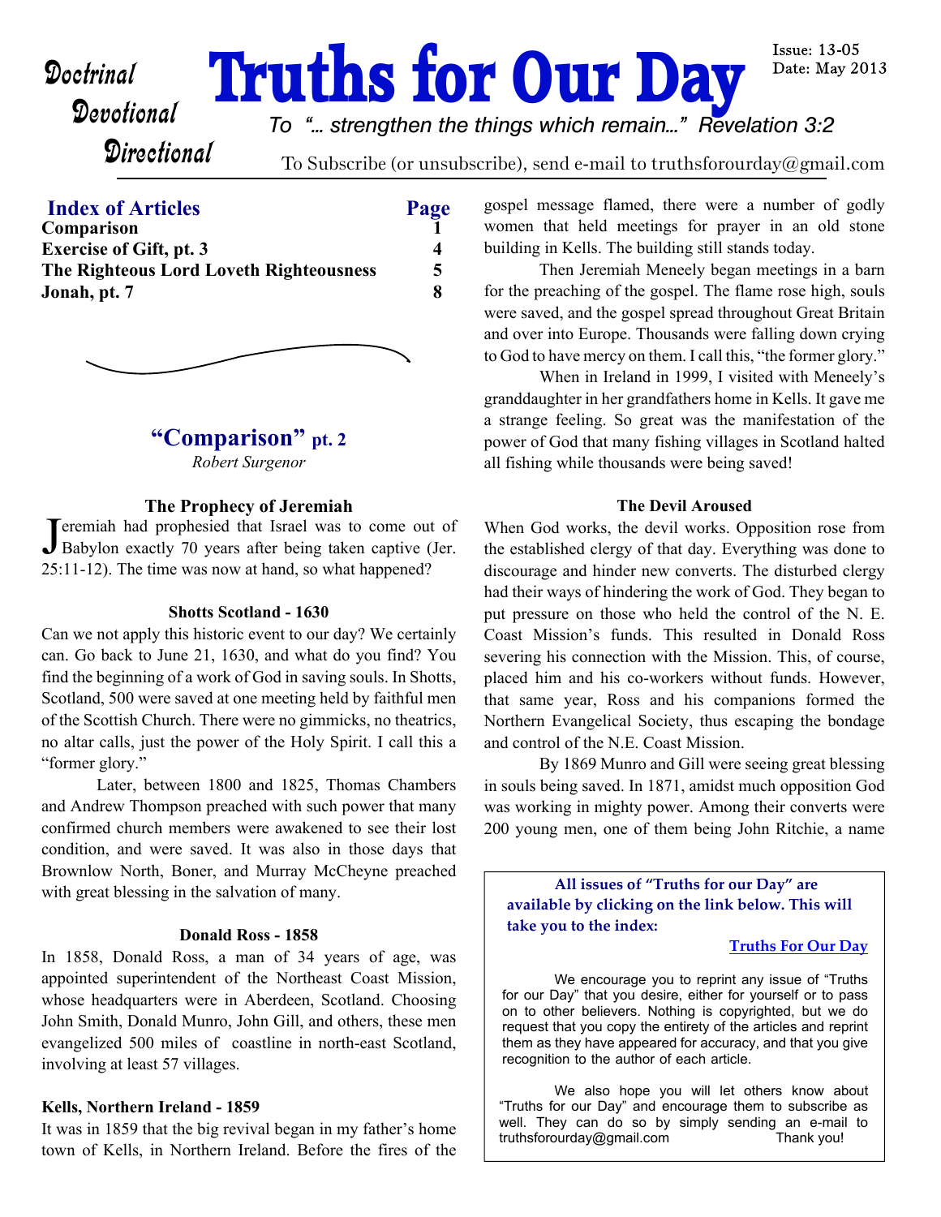Doctrinal
Devotional
Directional

# Truths for Our Day

Issue: 13-05
Date: May 2013

*To "... strengthen the things which remain..." Revelation 3:2*

To Subscribe (or unsubscribe), send e-mail to truthsforourday@gmail.com

## Index of Articles

| Index of Articles | Page |
|---|---|
| **Comparison** | **1** |
| **Exercise of Gift, pt. 3** | **4** |
| **The Righteous Lord Loveth Righteousness** | **5** |
| **Jonah, pt. 7** | **8** |

## "Comparison" pt. 2

*Robert Surgenor*

### The Prophecy of Jeremiah

Jeremiah had prophesied that Israel was to come out of Babylon exactly 70 years after being taken captive (Jer. 25:11-12). The time was now at hand, so what happened?

### Shotts Scotland - 1630

Can we not apply this historic event to our day? We certainly can. Go back to June 21, 1630, and what do you find? You find the beginning of a work of God in saving souls. In Shotts, Scotland, 500 were saved at one meeting held by faithful men of the Scottish Church. There were no gimmicks, no theatrics, no altar calls, just the power of the Holy Spirit. I call this a "former glory."

Later, between 1800 and 1825, Thomas Chambers and Andrew Thompson preached with such power that many confirmed church members were awakened to see their lost condition, and were saved. It was also in those days that Brownlow North, Boner, and Murray McCheyne preached with great blessing in the salvation of many.

### Donald Ross - 1858

In 1858, Donald Ross, a man of 34 years of age, was appointed superintendent of the Northeast Coast Mission, whose headquarters were in Aberdeen, Scotland. Choosing John Smith, Donald Munro, John Gill, and others, these men evangelized 500 miles of coastline in north-east Scotland, involving at least 57 villages.

### Kells, Northern Ireland - 1859

It was in 1859 that the big revival began in my father's home town of Kells, in Northern Ireland. Before the fires of the gospel message flamed, there were a number of godly women that held meetings for prayer in an old stone building in Kells. The building still stands today.

Then Jeremiah Meneely began meetings in a barn for the preaching of the gospel. The flame rose high, souls were saved, and the gospel spread throughout Great Britain and over into Europe. Thousands were falling down crying to God to have mercy on them. I call this, "the former glory."

When in Ireland in 1999, I visited with Meneely's granddaughter in her grandfathers home in Kells. It gave me a strange feeling. So great was the manifestation of the power of God that many fishing villages in Scotland halted all fishing while thousands were being saved!

### The Devil Aroused

When God works, the devil works. Opposition rose from the established clergy of that day. Everything was done to discourage and hinder new converts. The disturbed clergy had their ways of hindering the work of God. They began to put pressure on those who held the control of the N. E. Coast Mission's funds. This resulted in Donald Ross severing his connection with the Mission. This, of course, placed him and his co-workers without funds. However, that same year, Ross and his companions formed the Northern Evangelical Society, thus escaping the bondage and control of the N.E. Coast Mission.

By 1869 Munro and Gill were seeing great blessing in souls being saved. In 1871, amidst much opposition God was working in mighty power. Among their converts were 200 young men, one of them being John Ritchie, a name

---

**All issues of "Truths for our Day" are available by clicking on the link below. This will take you to the index:**

[Truths For Our Day]

We encourage you to reprint any issue of "Truths for our Day" that you desire, either for yourself or to pass on to other believers. Nothing is copyrighted, but we do request that you copy the entirety of the articles and reprint them as they have appeared for accuracy, and that you give recognition to the author of each article.

We also hope you will let others know about "Truths for our Day" and encourage them to subscribe as well. They can do so by simply sending an e-mail to truthsforourday@gmail.com Thank you!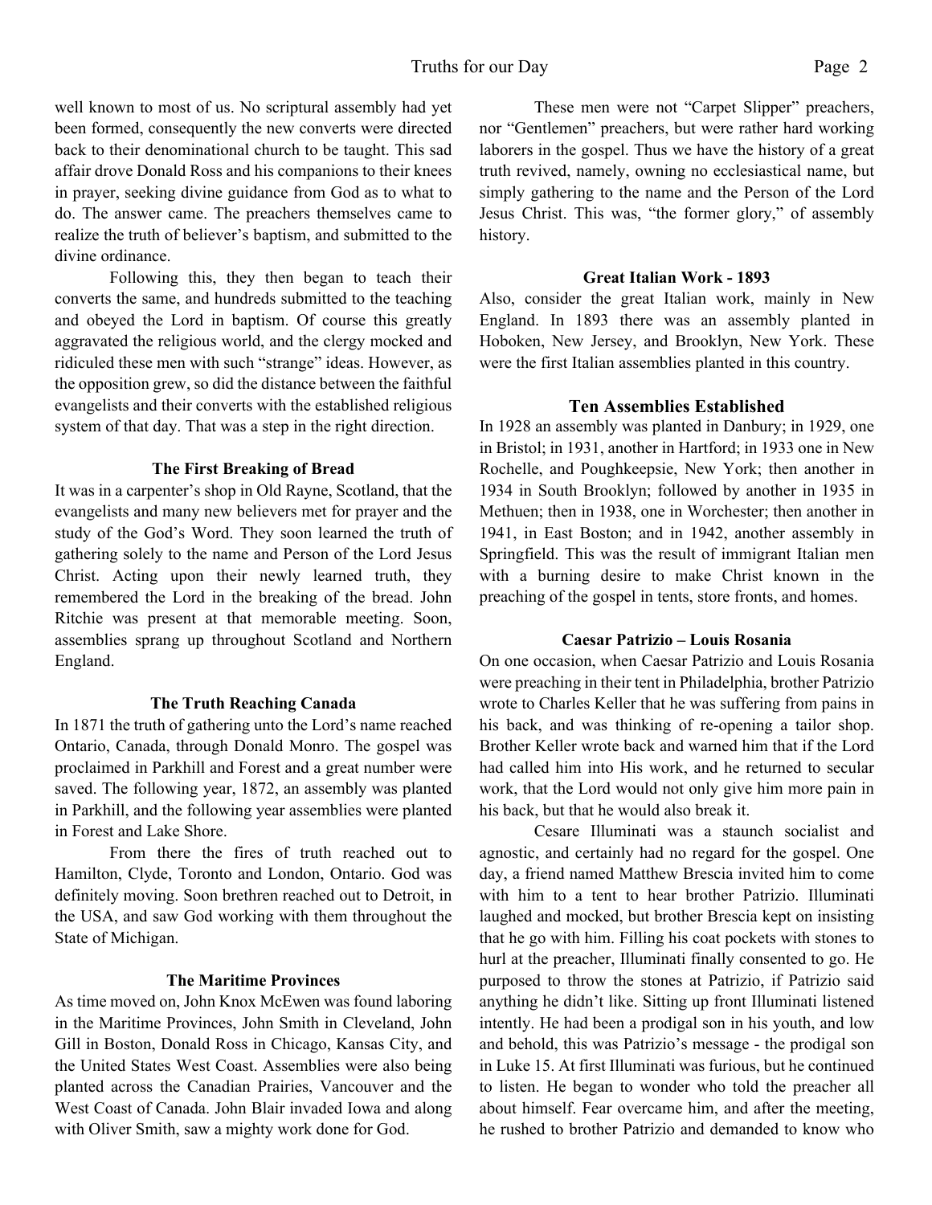well known to most of us. No scriptural assembly had yet been formed, consequently the new converts were directed back to their denominational church to be taught. This sad affair drove Donald Ross and his companions to their knees in prayer, seeking divine guidance from God as to what to do. The answer came. The preachers themselves came to realize the truth of believer's baptism, and submitted to the divine ordinance.

Following this, they then began to teach their converts the same, and hundreds submitted to the teaching and obeyed the Lord in baptism. Of course this greatly aggravated the religious world, and the clergy mocked and ridiculed these men with such "strange" ideas. However, as the opposition grew, so did the distance between the faithful evangelists and their converts with the established religious system of that day. That was a step in the right direction.

### The First Breaking of Bread

It was in a carpenter's shop in Old Rayne, Scotland, that the evangelists and many new believers met for prayer and the study of the God's Word. They soon learned the truth of gathering solely to the name and Person of the Lord Jesus Christ. Acting upon their newly learned truth, they remembered the Lord in the breaking of the bread. John Ritchie was present at that memorable meeting. Soon, assemblies sprang up throughout Scotland and Northern England.

### The Truth Reaching Canada

In 1871 the truth of gathering unto the Lord's name reached Ontario, Canada, through Donald Monro. The gospel was proclaimed in Parkhill and Forest and a great number were saved. The following year, 1872, an assembly was planted in Parkhill, and the following year assemblies were planted in Forest and Lake Shore.

From there the fires of truth reached out to Hamilton, Clyde, Toronto and London, Ontario. God was definitely moving. Soon brethren reached out to Detroit, in the USA, and saw God working with them throughout the State of Michigan.

### The Maritime Provinces

As time moved on, John Knox McEwen was found laboring in the Maritime Provinces, John Smith in Cleveland, John Gill in Boston, Donald Ross in Chicago, Kansas City, and the United States West Coast. Assemblies were also being planted across the Canadian Prairies, Vancouver and the West Coast of Canada. John Blair invaded Iowa and along with Oliver Smith, saw a mighty work done for God.

These men were not "Carpet Slipper" preachers, nor "Gentlemen" preachers, but were rather hard working laborers in the gospel. Thus we have the history of a great truth revived, namely, owning no ecclesiastical name, but simply gathering to the name and the Person of the Lord Jesus Christ. This was, "the former glory," of assembly history.

### Great Italian Work - 1893

Also, consider the great Italian work, mainly in New England. In 1893 there was an assembly planted in Hoboken, New Jersey, and Brooklyn, New York. These were the first Italian assemblies planted in this country.

### Ten Assemblies Established

In 1928 an assembly was planted in Danbury; in 1929, one in Bristol; in 1931, another in Hartford; in 1933 one in New Rochelle, and Poughkeepsie, New York; then another in 1934 in South Brooklyn; followed by another in 1935 in Methuen; then in 1938, one in Worchester; then another in 1941, in East Boston; and in 1942, another assembly in Springfield. This was the result of immigrant Italian men with a burning desire to make Christ known in the preaching of the gospel in tents, store fronts, and homes.

### Caesar Patrizio – Louis Rosania

On one occasion, when Caesar Patrizio and Louis Rosania were preaching in their tent in Philadelphia, brother Patrizio wrote to Charles Keller that he was suffering from pains in his back, and was thinking of re-opening a tailor shop. Brother Keller wrote back and warned him that if the Lord had called him into His work, and he returned to secular work, that the Lord would not only give him more pain in his back, but that he would also break it.

Cesare Illuminati was a staunch socialist and agnostic, and certainly had no regard for the gospel. One day, a friend named Matthew Brescia invited him to come with him to a tent to hear brother Patrizio. Illuminati laughed and mocked, but brother Brescia kept on insisting that he go with him. Filling his coat pockets with stones to hurl at the preacher, Illuminati finally consented to go. He purposed to throw the stones at Patrizio, if Patrizio said anything he didn't like. Sitting up front Illuminati listened intently. He had been a prodigal son in his youth, and low and behold, this was Patrizio's message - the prodigal son in Luke 15. At first Illuminati was furious, but he continued to listen. He began to wonder who told the preacher all about himself. Fear overcame him, and after the meeting, he rushed to brother Patrizio and demanded to know who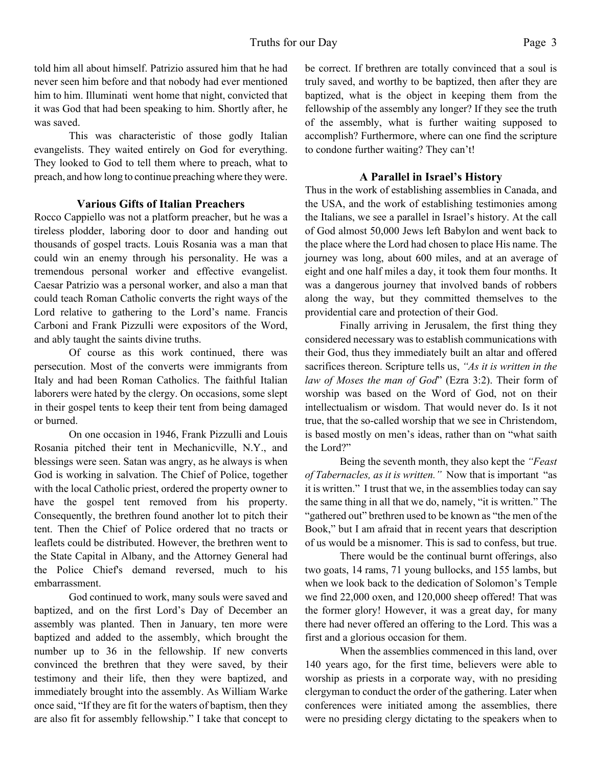told him all about himself. Patrizio assured him that he had never seen him before and that nobody had ever mentioned him to him. Illuminati went home that night, convicted that it was God that had been speaking to him. Shortly after, he was saved.

This was characteristic of those godly Italian evangelists. They waited entirely on God for everything. They looked to God to tell them where to preach, what to preach, and how long to continue preaching where they were.

### Various Gifts of Italian Preachers

Rocco Cappiello was not a platform preacher, but he was a tireless plodder, laboring door to door and handing out thousands of gospel tracts. Louis Rosania was a man that could win an enemy through his personality. He was a tremendous personal worker and effective evangelist. Caesar Patrizio was a personal worker, and also a man that could teach Roman Catholic converts the right ways of the Lord relative to gathering to the Lord's name. Francis Carboni and Frank Pizzulli were expositors of the Word, and ably taught the saints divine truths.

Of course as this work continued, there was persecution. Most of the converts were immigrants from Italy and had been Roman Catholics. The faithful Italian laborers were hated by the clergy. On occasions, some slept in their gospel tents to keep their tent from being damaged or burned.

On one occasion in 1946, Frank Pizzulli and Louis Rosania pitched their tent in Mechanicville, N.Y., and blessings were seen. Satan was angry, as he always is when God is working in salvation. The Chief of Police, together with the local Catholic priest, ordered the property owner to have the gospel tent removed from his property. Consequently, the brethren found another lot to pitch their tent. Then the Chief of Police ordered that no tracts or leaflets could be distributed. However, the brethren went to the State Capital in Albany, and the Attorney General had the Police Chief's demand reversed, much to his embarrassment.

God continued to work, many souls were saved and baptized, and on the first Lord's Day of December an assembly was planted. Then in January, ten more were baptized and added to the assembly, which brought the number up to 36 in the fellowship. If new converts convinced the brethren that they were saved, by their testimony and their life, then they were baptized, and immediately brought into the assembly. As William Warke once said, "If they are fit for the waters of baptism, then they are also fit for assembly fellowship." I take that concept to be correct. If brethren are totally convinced that a soul is truly saved, and worthy to be baptized, then after they are baptized, what is the object in keeping them from the fellowship of the assembly any longer? If they see the truth of the assembly, what is further waiting supposed to accomplish? Furthermore, where can one find the scripture to condone further waiting? They can't!

### A Parallel in Israel's History

Thus in the work of establishing assemblies in Canada, and the USA, and the work of establishing testimonies among the Italians, we see a parallel in Israel's history. At the call of God almost 50,000 Jews left Babylon and went back to the place where the Lord had chosen to place His name. The journey was long, about 600 miles, and at an average of eight and one half miles a day, it took them four months. It was a dangerous journey that involved bands of robbers along the way, but they committed themselves to the providential care and protection of their God.

Finally arriving in Jerusalem, the first thing they considered necessary was to establish communications with their God, thus they immediately built an altar and offered sacrifices thereon. Scripture tells us, *"As it is written in the law of Moses the man of God*" (Ezra 3:2). Their form of worship was based on the Word of God, not on their intellectualism or wisdom. That would never do. Is it not true, that the so-called worship that we see in Christendom, is based mostly on men's ideas, rather than on "what saith the Lord?"

Being the seventh month, they also kept the *"Feast of Tabernacles, as it is written."* Now that is important "as it is written." I trust that we, in the assemblies today can say the same thing in all that we do, namely, "it is written." The "gathered out" brethren used to be known as "the men of the Book," but I am afraid that in recent years that description of us would be a misnomer. This is sad to confess, but true.

There would be the continual burnt offerings, also two goats, 14 rams, 71 young bullocks, and 155 lambs, but when we look back to the dedication of Solomon's Temple we find 22,000 oxen, and 120,000 sheep offered! That was the former glory! However, it was a great day, for many there had never offered an offering to the Lord. This was a first and a glorious occasion for them.

When the assemblies commenced in this land, over 140 years ago, for the first time, believers were able to worship as priests in a corporate way, with no presiding clergyman to conduct the order of the gathering. Later when conferences were initiated among the assemblies, there were no presiding clergy dictating to the speakers when to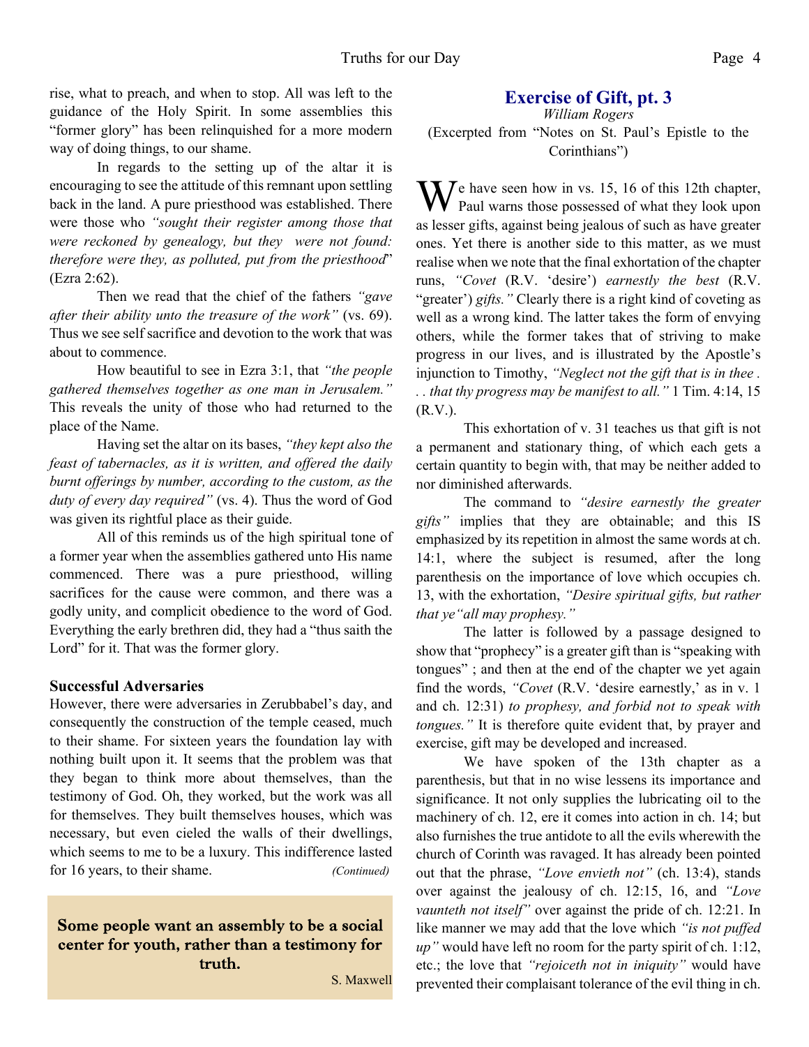rise, what to preach, and when to stop. All was left to the guidance of the Holy Spirit. In some assemblies this "former glory" has been relinquished for a more modern way of doing things, to our shame.

In regards to the setting up of the altar it is encouraging to see the attitude of this remnant upon settling back in the land. A pure priesthood was established. There were those who *"sought their register among those that were reckoned by genealogy, but they were not found: therefore were they, as polluted, put from the priesthood*" (Ezra 2:62).

Then we read that the chief of the fathers *"gave after their ability unto the treasure of the work"* (vs. 69). Thus we see self sacrifice and devotion to the work that was about to commence.

How beautiful to see in Ezra 3:1, that *"the people gathered themselves together as one man in Jerusalem."* This reveals the unity of those who had returned to the place of the Name.

Having set the altar on its bases, *"they kept also the feast of tabernacles, as it is written, and offered the daily burnt offerings by number, according to the custom, as the duty of every day required"* (vs. 4). Thus the word of God was given its rightful place as their guide.

All of this reminds us of the high spiritual tone of a former year when the assemblies gathered unto His name commenced. There was a pure priesthood, willing sacrifices for the cause were common, and there was a godly unity, and complicit obedience to the word of God. Everything the early brethren did, they had a "thus saith the Lord" for it. That was the former glory.

### Successful Adversaries

However, there were adversaries in Zerubbabel's day, and consequently the construction of the temple ceased, much to their shame. For sixteen years the foundation lay with nothing built upon it. It seems that the problem was that they began to think more about themselves, than the testimony of God. Oh, they worked, but the work was all for themselves. They built themselves houses, which was necessary, but even cieled the walls of their dwellings, which seems to me to be a luxury. This indifference lasted for 16 years, to their shame. *(Continued)*

**Some people want an assembly to be a social center for youth, rather than a testimony for truth.**

S. Maxwell

## Exercise of Gift, pt. 3

*William Rogers*

(Excerpted from "Notes on St. Paul's Epistle to the Corinthians")

We have seen how in vs. 15, 16 of this 12th chapter, Paul warns those possessed of what they look upon as lesser gifts, against being jealous of such as have greater ones. Yet there is another side to this matter, as we must realise when we note that the final exhortation of the chapter runs, *"Covet* (R.V. 'desire') *earnestly the best* (R.V. "greater") *gifts."* Clearly there is a right kind of coveting as well as a wrong kind. The latter takes the form of envying others, while the former takes that of striving to make progress in our lives, and is illustrated by the Apostle's injunction to Timothy, *"Neglect not the gift that is in thee . . . that thy progress may be manifest to all."* 1 Tim. 4:14, 15 (R.V.).

This exhortation of v. 31 teaches us that gift is not a permanent and stationary thing, of which each gets a certain quantity to begin with, that may be neither added to nor diminished afterwards.

The command to *"desire earnestly the greater gifts"* implies that they are obtainable; and this IS emphasized by its repetition in almost the same words at ch. 14:1, where the subject is resumed, after the long parenthesis on the importance of love which occupies ch. 13, with the exhortation, *"Desire spiritual gifts, but rather that ye"all may prophesy."*

The latter is followed by a passage designed to show that "prophecy" is a greater gift than is "speaking with tongues" ; and then at the end of the chapter we yet again find the words, *"Covet* (R.V. 'desire earnestly,' as in v. 1 and ch. 12:31) *to prophesy, and forbid not to speak with tongues."* It is therefore quite evident that, by prayer and exercise, gift may be developed and increased.

We have spoken of the 13th chapter as a parenthesis, but that in no wise lessens its importance and significance. It not only supplies the lubricating oil to the machinery of ch. 12, ere it comes into action in ch. 14; but also furnishes the true antidote to all the evils wherewith the church of Corinth was ravaged. It has already been pointed out that the phrase, *"Love envieth not"* (ch. 13:4), stands over against the jealousy of ch. 12:15, 16, and *"Love vaunteth not itself"* over against the pride of ch. 12:21. In like manner we may add that the love which *"is not puffed up"* would have left no room for the party spirit of ch. 1:12, etc.; the love that *"rejoiceth not in iniquity"* would have prevented their complaisant tolerance of the evil thing in ch.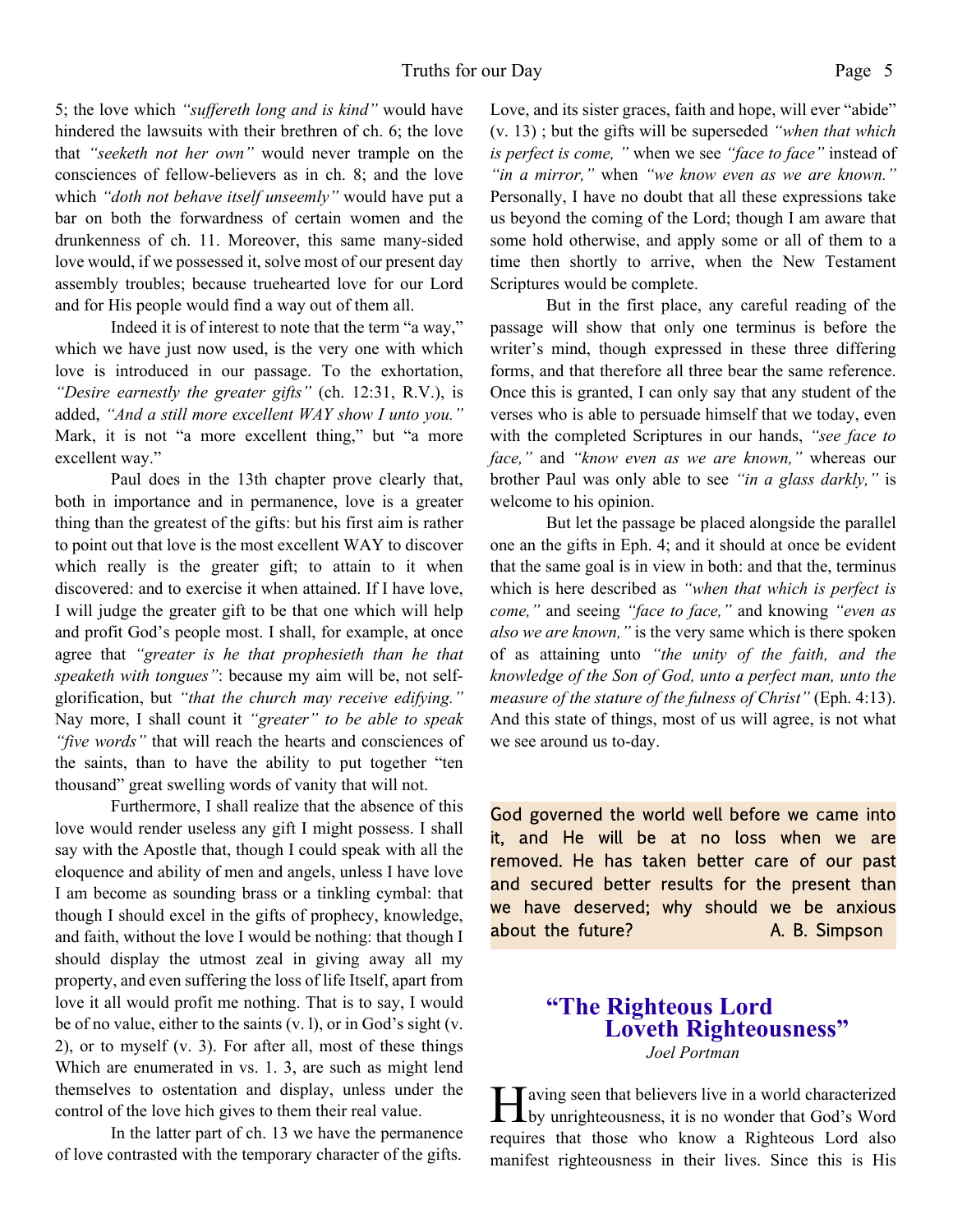5; the love which *"suffereth long and is kind"* would have hindered the lawsuits with their brethren of ch. 6; the love that *"seeketh not her own"* would never trample on the consciences of fellow-believers as in ch. 8; and the love which *"doth not behave itself unseemly"* would have put a bar on both the forwardness of certain women and the drunkenness of ch. 11. Moreover, this same many-sided love would, if we possessed it, solve most of our present day assembly troubles; because truehearted love for our Lord and for His people would find a way out of them all.

Indeed it is of interest to note that the term "a way," which we have just now used, is the very one with which love is introduced in our passage. To the exhortation, *"Desire earnestly the greater gifts"* (ch. 12:31, R.V.), is added, *"And a still more excellent WAY show I unto you."* Mark, it is not "a more excellent thing," but "a more excellent way."

Paul does in the 13th chapter prove clearly that, both in importance and in permanence, love is a greater thing than the greatest of the gifts: but his first aim is rather to point out that love is the most excellent WAY to discover which really is the greater gift; to attain to it when discovered: and to exercise it when attained. If I have love, I will judge the greater gift to be that one which will help and profit God's people most. I shall, for example, at once agree that *"greater is he that prophesieth than he that speaketh with tongues"*: because my aim will be, not self-glorification, but *"that the church may receive edifying."* Nay more, I shall count it *"greater" to be able to speak "five words"* that will reach the hearts and consciences of the saints, than to have the ability to put together "ten thousand" great swelling words of vanity that will not.

Furthermore, I shall realize that the absence of this love would render useless any gift I might possess. I shall say with the Apostle that, though I could speak with all the eloquence and ability of men and angels, unless I have love I am become as sounding brass or a tinkling cymbal: that though I should excel in the gifts of prophecy, knowledge, and faith, without the love I would be nothing: that though I should display the utmost zeal in giving away all my property, and even suffering the loss of life Itself, apart from love it all would profit me nothing. That is to say, I would be of no value, either to the saints (v. l), or in God's sight (v. 2), or to myself (v. 3). For after all, most of these things Which are enumerated in vs. 1. 3, are such as might lend themselves to ostentation and display, unless under the control of the love hich gives to them their real value.

In the latter part of ch. 13 we have the permanence of love contrasted with the temporary character of the gifts. Love, and its sister graces, faith and hope, will ever "abide" (v. 13) ; but the gifts will be superseded *"when that which is perfect is come, "* when we see *"face to face"* instead of *"in a mirror,"* when *"we know even as we are known."* Personally, I have no doubt that all these expressions take us beyond the coming of the Lord; though I am aware that some hold otherwise, and apply some or all of them to a time then shortly to arrive, when the New Testament Scriptures would be complete.

But in the first place, any careful reading of the passage will show that only one terminus is before the writer's mind, though expressed in these three differing forms, and that therefore all three bear the same reference. Once this is granted, I can only say that any student of the verses who is able to persuade himself that we today, even with the completed Scriptures in our hands, *"see face to face,"* and *"know even as we are known,"* whereas our brother Paul was only able to see *"in a glass darkly,"* is welcome to his opinion.

But let the passage be placed alongside the parallel one an the gifts in Eph. 4; and it should at once be evident that the same goal is in view in both: and that the, terminus which is here described as *"when that which is perfect is come,"* and seeing *"face to face,"* and knowing *"even as also we are known,"* is the very same which is there spoken of as attaining unto *"the unity of the faith, and the knowledge of the Son of God, unto a perfect man, unto the measure of the stature of the fulness of Christ"* (Eph. 4:13). And this state of things, most of us will agree, is not what we see around us to-day.

God governed the world well before we came into it, and He will be at no loss when we are removed. He has taken better care of our past and secured better results for the present than we have deserved; why should we be anxious about the future? A. B. Simpson

## "The Righteous Lord Loveth Righteousness"

*Joel Portman*

Having seen that believers live in a world characterized by unrighteousness, it is no wonder that God's Word requires that those who know a Righteous Lord also manifest righteousness in their lives. Since this is His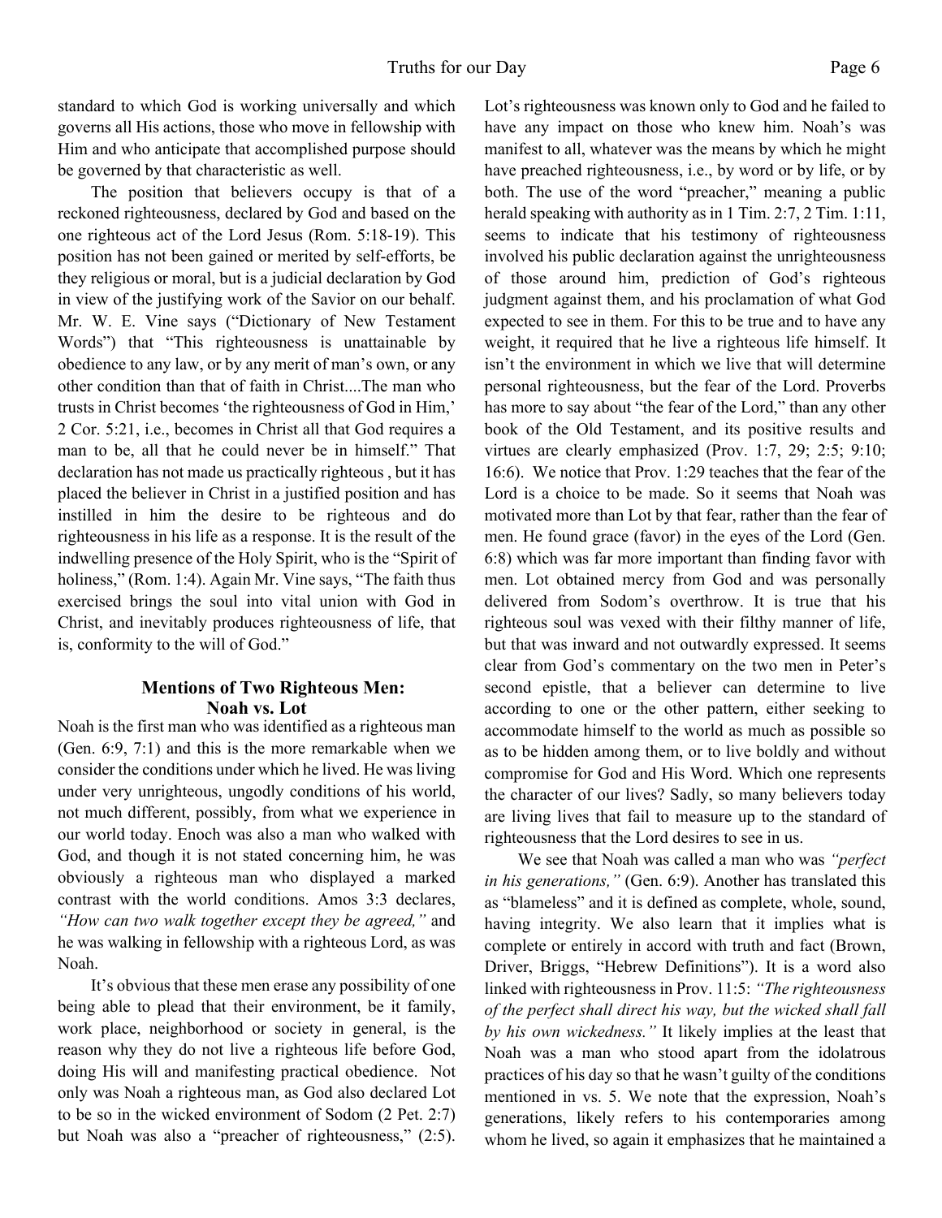standard to which God is working universally and which governs all His actions, those who move in fellowship with Him and who anticipate that accomplished purpose should be governed by that characteristic as well.

The position that believers occupy is that of a reckoned righteousness, declared by God and based on the one righteous act of the Lord Jesus (Rom. 5:18-19). This position has not been gained or merited by self-efforts, be they religious or moral, but is a judicial declaration by God in view of the justifying work of the Savior on our behalf. Mr. W. E. Vine says ("Dictionary of New Testament Words") that "This righteousness is unattainable by obedience to any law, or by any merit of man's own, or any other condition than that of faith in Christ....The man who trusts in Christ becomes 'the righteousness of God in Him,' 2 Cor. 5:21, i.e., becomes in Christ all that God requires a man to be, all that he could never be in himself." That declaration has not made us practically righteous , but it has placed the believer in Christ in a justified position and has instilled in him the desire to be righteous and do righteousness in his life as a response. It is the result of the indwelling presence of the Holy Spirit, who is the "Spirit of holiness," (Rom. 1:4). Again Mr. Vine says, "The faith thus exercised brings the soul into vital union with God in Christ, and inevitably produces righteousness of life, that is, conformity to the will of God."

### Mentions of Two Righteous Men: Noah vs. Lot

Noah is the first man who was identified as a righteous man (Gen. 6:9, 7:1) and this is the more remarkable when we consider the conditions under which he lived. He was living under very unrighteous, ungodly conditions of his world, not much different, possibly, from what we experience in our world today. Enoch was also a man who walked with God, and though it is not stated concerning him, he was obviously a righteous man who displayed a marked contrast with the world conditions. Amos 3:3 declares, *"How can two walk together except they be agreed,"* and he was walking in fellowship with a righteous Lord, as was Noah.

It's obvious that these men erase any possibility of one being able to plead that their environment, be it family, work place, neighborhood or society in general, is the reason why they do not live a righteous life before God, doing His will and manifesting practical obedience. Not only was Noah a righteous man, as God also declared Lot to be so in the wicked environment of Sodom (2 Pet. 2:7) but Noah was also a "preacher of righteousness," (2:5). Lot's righteousness was known only to God and he failed to have any impact on those who knew him. Noah's was manifest to all, whatever was the means by which he might have preached righteousness, i.e., by word or by life, or by both. The use of the word "preacher," meaning a public herald speaking with authority as in 1 Tim. 2:7, 2 Tim. 1:11, seems to indicate that his testimony of righteousness involved his public declaration against the unrighteousness of those around him, prediction of God's righteous judgment against them, and his proclamation of what God expected to see in them. For this to be true and to have any weight, it required that he live a righteous life himself. It isn't the environment in which we live that will determine personal righteousness, but the fear of the Lord. Proverbs has more to say about "the fear of the Lord," than any other book of the Old Testament, and its positive results and virtues are clearly emphasized (Prov. 1:7, 29; 2:5; 9:10; 16:6). We notice that Prov. 1:29 teaches that the fear of the Lord is a choice to be made. So it seems that Noah was motivated more than Lot by that fear, rather than the fear of men. He found grace (favor) in the eyes of the Lord (Gen. 6:8) which was far more important than finding favor with men. Lot obtained mercy from God and was personally delivered from Sodom's overthrow. It is true that his righteous soul was vexed with their filthy manner of life, but that was inward and not outwardly expressed. It seems clear from God's commentary on the two men in Peter's second epistle, that a believer can determine to live according to one or the other pattern, either seeking to accommodate himself to the world as much as possible so as to be hidden among them, or to live boldly and without compromise for God and His Word. Which one represents the character of our lives? Sadly, so many believers today are living lives that fail to measure up to the standard of righteousness that the Lord desires to see in us.

We see that Noah was called a man who was *"perfect in his generations,"* (Gen. 6:9). Another has translated this as "blameless" and it is defined as complete, whole, sound, having integrity. We also learn that it implies what is complete or entirely in accord with truth and fact (Brown, Driver, Briggs, "Hebrew Definitions"). It is a word also linked with righteousness in Prov. 11:5: *"The righteousness of the perfect shall direct his way, but the wicked shall fall by his own wickedness."* It likely implies at the least that Noah was a man who stood apart from the idolatrous practices of his day so that he wasn't guilty of the conditions mentioned in vs. 5. We note that the expression, Noah's generations, likely refers to his contemporaries among whom he lived, so again it emphasizes that he maintained a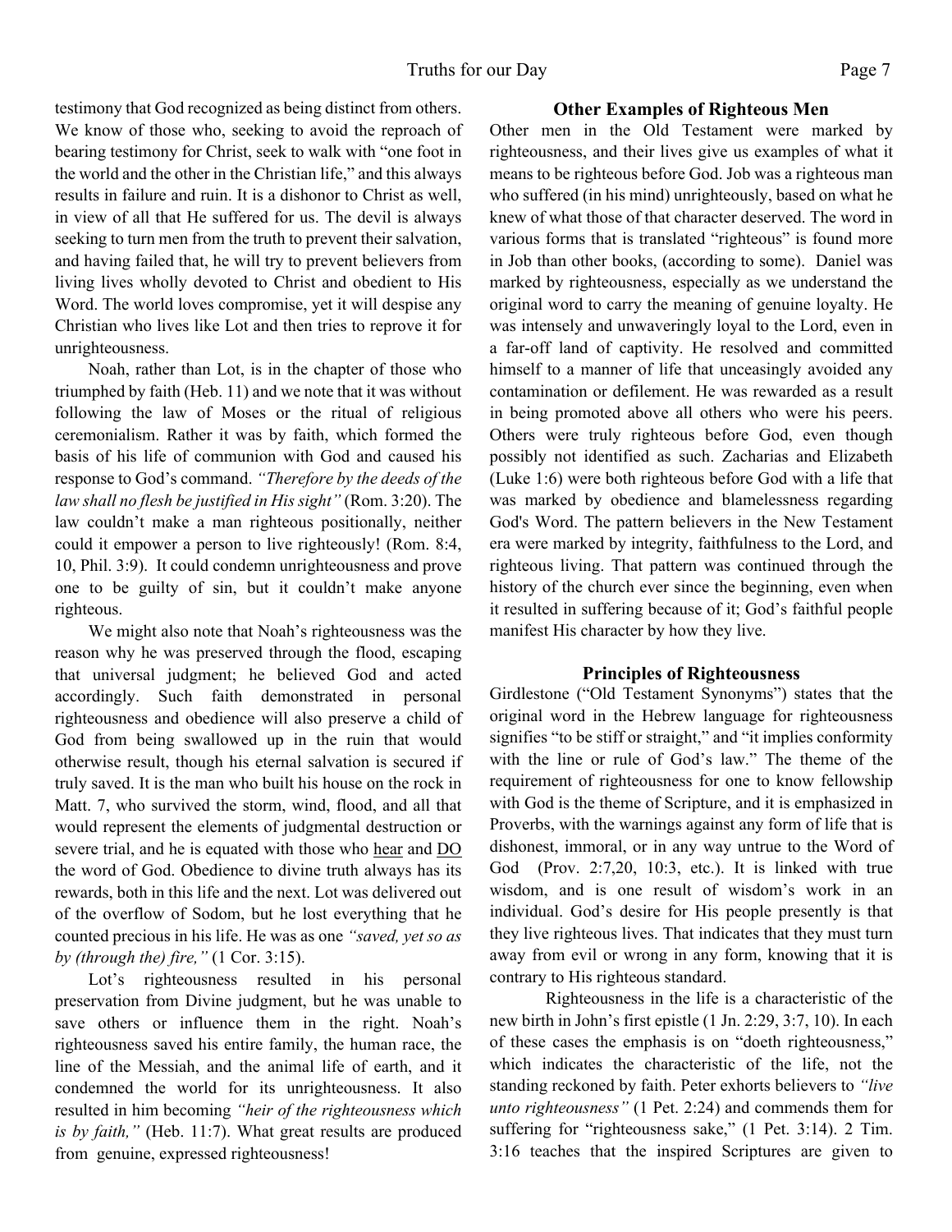testimony that God recognized as being distinct from others. We know of those who, seeking to avoid the reproach of bearing testimony for Christ, seek to walk with "one foot in the world and the other in the Christian life," and this always results in failure and ruin. It is a dishonor to Christ as well, in view of all that He suffered for us. The devil is always seeking to turn men from the truth to prevent their salvation, and having failed that, he will try to prevent believers from living lives wholly devoted to Christ and obedient to His Word. The world loves compromise, yet it will despise any Christian who lives like Lot and then tries to reprove it for unrighteousness.

Noah, rather than Lot, is in the chapter of those who triumphed by faith (Heb. 11) and we note that it was without following the law of Moses or the ritual of religious ceremonialism. Rather it was by faith, which formed the basis of his life of communion with God and caused his response to God's command. *"Therefore by the deeds of the law shall no flesh be justified in His sight"* (Rom. 3:20). The law couldn't make a man righteous positionally, neither could it empower a person to live righteously! (Rom. 8:4, 10, Phil. 3:9). It could condemn unrighteousness and prove one to be guilty of sin, but it couldn't make anyone righteous.

We might also note that Noah's righteousness was the reason why he was preserved through the flood, escaping that universal judgment; he believed God and acted accordingly. Such faith demonstrated in personal righteousness and obedience will also preserve a child of God from being swallowed up in the ruin that would otherwise result, though his eternal salvation is secured if truly saved. It is the man who built his house on the rock in Matt. 7, who survived the storm, wind, flood, and all that would represent the elements of judgmental destruction or severe trial, and he is equated with those who <u>hear</u> and <u>DO</u> the word of God. Obedience to divine truth always has its rewards, both in this life and the next. Lot was delivered out of the overflow of Sodom, but he lost everything that he counted precious in his life. He was as one *"saved, yet so as by (through the) fire,"* (1 Cor. 3:15).

Lot's righteousness resulted in his personal preservation from Divine judgment, but he was unable to save others or influence them in the right. Noah's righteousness saved his entire family, the human race, the line of the Messiah, and the animal life of earth, and it condemned the world for its unrighteousness. It also resulted in him becoming *"heir of the righteousness which is by faith,"* (Heb. 11:7). What great results are produced from genuine, expressed righteousness!

### Other Examples of Righteous Men

Other men in the Old Testament were marked by righteousness, and their lives give us examples of what it means to be righteous before God. Job was a righteous man who suffered (in his mind) unrighteously, based on what he knew of what those of that character deserved. The word in various forms that is translated "righteous" is found more in Job than other books, (according to some). Daniel was marked by righteousness, especially as we understand the original word to carry the meaning of genuine loyalty. He was intensely and unwaveringly loyal to the Lord, even in a far-off land of captivity. He resolved and committed himself to a manner of life that unceasingly avoided any contamination or defilement. He was rewarded as a result in being promoted above all others who were his peers. Others were truly righteous before God, even though possibly not identified as such. Zacharias and Elizabeth (Luke 1:6) were both righteous before God with a life that was marked by obedience and blamelessness regarding God's Word. The pattern believers in the New Testament era were marked by integrity, faithfulness to the Lord, and righteous living. That pattern was continued through the history of the church ever since the beginning, even when it resulted in suffering because of it; God's faithful people manifest His character by how they live.

### Principles of Righteousness

Girdlestone ("Old Testament Synonyms") states that the original word in the Hebrew language for righteousness signifies "to be stiff or straight," and "it implies conformity with the line or rule of God's law." The theme of the requirement of righteousness for one to know fellowship with God is the theme of Scripture, and it is emphasized in Proverbs, with the warnings against any form of life that is dishonest, immoral, or in any way untrue to the Word of God (Prov. 2:7,20, 10:3, etc.). It is linked with true wisdom, and is one result of wisdom's work in an individual. God's desire for His people presently is that they live righteous lives. That indicates that they must turn away from evil or wrong in any form, knowing that it is contrary to His righteous standard.

Righteousness in the life is a characteristic of the new birth in John's first epistle (1 Jn. 2:29, 3:7, 10). In each of these cases the emphasis is on "doeth righteousness," which indicates the characteristic of the life, not the standing reckoned by faith. Peter exhorts believers to *"live unto righteousness"* (1 Pet. 2:24) and commends them for suffering for "righteousness sake," (1 Pet. 3:14). 2 Tim. 3:16 teaches that the inspired Scriptures are given to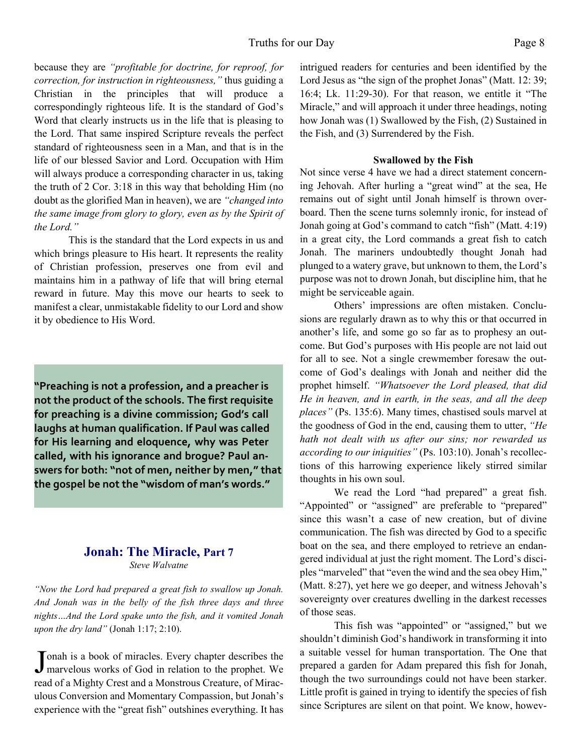because they are *"profitable for doctrine, for reproof, for correction, for instruction in righteousness,"* thus guiding a Christian in the principles that will produce a correspondingly righteous life. It is the standard of God's Word that clearly instructs us in the life that is pleasing to the Lord. That same inspired Scripture reveals the perfect standard of righteousness seen in a Man, and that is in the life of our blessed Savior and Lord. Occupation with Him will always produce a corresponding character in us, taking the truth of 2 Cor. 3:18 in this way that beholding Him (no doubt as the glorified Man in heaven), we are *"changed into the same image from glory to glory, even as by the Spirit of the Lord."*

This is the standard that the Lord expects in us and which brings pleasure to His heart. It represents the reality of Christian profession, preserves one from evil and maintains him in a pathway of life that will bring eternal reward in future. May this move our hearts to seek to manifest a clear, unmistakable fidelity to our Lord and show it by obedience to His Word.

**"Preaching is not a profession, and a preacher is not the product of the schools. The first requisite for preaching is a divine commission; God's call laughs at human qualification. If Paul was called for His learning and eloquence, why was Peter called, with his ignorance and brogue? Paul answers for both: "not of men, neither by men," that the gospel be not the "wisdom of man's words."**

## Jonah: The Miracle, Part 7

*Steve Walvatne*

*"Now the Lord had prepared a great fish to swallow up Jonah. And Jonah was in the belly of the fish three days and three nights…And the Lord spake unto the fish, and it vomited Jonah upon the dry land"* (Jonah 1:17; 2:10).

Jonah is a book of miracles. Every chapter describes the marvelous works of God in relation to the prophet. We read of a Mighty Crest and a Monstrous Creature, of Miraculous Conversion and Momentary Compassion, but Jonah's experience with the "great fish" outshines everything. It has intrigued readers for centuries and been identified by the Lord Jesus as "the sign of the prophet Jonas" (Matt. 12: 39; 16:4; Lk. 11:29-30). For that reason, we entitle it "The Miracle," and will approach it under three headings, noting how Jonah was (1) Swallowed by the Fish, (2) Sustained in the Fish, and (3) Surrendered by the Fish.

### Swallowed by the Fish

Not since verse 4 have we had a direct statement concerning Jehovah. After hurling a "great wind" at the sea, He remains out of sight until Jonah himself is thrown overboard. Then the scene turns solemnly ironic, for instead of Jonah going at God's command to catch "fish" (Matt. 4:19) in a great city, the Lord commands a great fish to catch Jonah. The mariners undoubtedly thought Jonah had plunged to a watery grave, but unknown to them, the Lord's purpose was not to drown Jonah, but discipline him, that he might be serviceable again.

Others' impressions are often mistaken. Conclusions are regularly drawn as to why this or that occurred in another's life, and some go so far as to prophesy an outcome. But God's purposes with His people are not laid out for all to see. Not a single crewmember foresaw the outcome of God's dealings with Jonah and neither did the prophet himself. *"Whatsoever the Lord pleased, that did He in heaven, and in earth, in the seas, and all the deep places"* (Ps. 135:6). Many times, chastised souls marvel at the goodness of God in the end, causing them to utter, *"He hath not dealt with us after our sins; nor rewarded us according to our iniquities"* (Ps. 103:10). Jonah's recollections of this harrowing experience likely stirred similar thoughts in his own soul.

We read the Lord "had prepared" a great fish. "Appointed" or "assigned" are preferable to "prepared" since this wasn't a case of new creation, but of divine communication. The fish was directed by God to a specific boat on the sea, and there employed to retrieve an endangered individual at just the right moment. The Lord's disciples "marveled" that "even the wind and the sea obey Him," (Matt. 8:27), yet here we go deeper, and witness Jehovah's sovereignty over creatures dwelling in the darkest recesses of those seas.

This fish was "appointed" or "assigned," but we shouldn't diminish God's handiwork in transforming it into a suitable vessel for human transportation. The One that prepared a garden for Adam prepared this fish for Jonah, though the two surroundings could not have been starker. Little profit is gained in trying to identify the species of fish since Scriptures are silent on that point. We know, howev-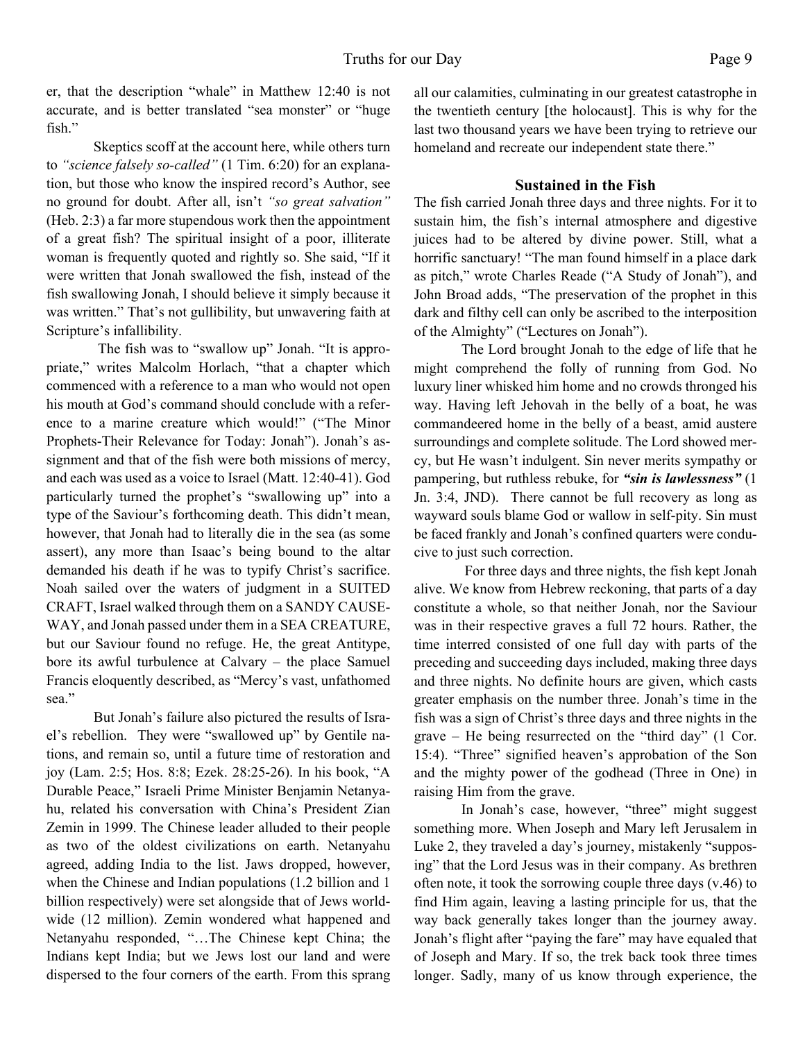er, that the description "whale" in Matthew 12:40 is not accurate, and is better translated "sea monster" or "huge fish."

Skeptics scoff at the account here, while others turn to *"science falsely so-called"* (1 Tim. 6:20) for an explanation, but those who know the inspired record's Author, see no ground for doubt. After all, isn't *"so great salvation"* (Heb. 2:3) a far more stupendous work then the appointment of a great fish? The spiritual insight of a poor, illiterate woman is frequently quoted and rightly so. She said, "If it were written that Jonah swallowed the fish, instead of the fish swallowing Jonah, I should believe it simply because it was written." That's not gullibility, but unwavering faith at Scripture's infallibility.

The fish was to "swallow up" Jonah. "It is appropriate," writes Malcolm Horlach, "that a chapter which commenced with a reference to a man who would not open his mouth at God's command should conclude with a reference to a marine creature which would!" ("The Minor Prophets-Their Relevance for Today: Jonah"). Jonah's assignment and that of the fish were both missions of mercy, and each was used as a voice to Israel (Matt. 12:40-41). God particularly turned the prophet's "swallowing up" into a type of the Saviour's forthcoming death. This didn't mean, however, that Jonah had to literally die in the sea (as some assert), any more than Isaac's being bound to the altar demanded his death if he was to typify Christ's sacrifice. Noah sailed over the waters of judgment in a SUITED CRAFT, Israel walked through them on a SANDY CAUSEWAY, and Jonah passed under them in a SEA CREATURE, but our Saviour found no refuge. He, the great Antitype, bore its awful turbulence at Calvary – the place Samuel Francis eloquently described, as "Mercy's vast, unfathomed sea."

But Jonah's failure also pictured the results of Israel's rebellion. They were "swallowed up" by Gentile nations, and remain so, until a future time of restoration and joy (Lam. 2:5; Hos. 8:8; Ezek. 28:25-26). In his book, "A Durable Peace," Israeli Prime Minister Benjamin Netanyahu, related his conversation with China's President Zian Zemin in 1999. The Chinese leader alluded to their people as two of the oldest civilizations on earth. Netanyahu agreed, adding India to the list. Jaws dropped, however, when the Chinese and Indian populations (1.2 billion and 1 billion respectively) were set alongside that of Jews worldwide (12 million). Zemin wondered what happened and Netanyahu responded, "…The Chinese kept China; the Indians kept India; but we Jews lost our land and were dispersed to the four corners of the earth. From this sprang all our calamities, culminating in our greatest catastrophe in the twentieth century [the holocaust]. This is why for the last two thousand years we have been trying to retrieve our homeland and recreate our independent state there."

### Sustained in the Fish

The fish carried Jonah three days and three nights. For it to sustain him, the fish's internal atmosphere and digestive juices had to be altered by divine power. Still, what a horrific sanctuary! "The man found himself in a place dark as pitch," wrote Charles Reade ("A Study of Jonah"), and John Broad adds, "The preservation of the prophet in this dark and filthy cell can only be ascribed to the interposition of the Almighty" ("Lectures on Jonah").

The Lord brought Jonah to the edge of life that he might comprehend the folly of running from God. No luxury liner whisked him home and no crowds thronged his way. Having left Jehovah in the belly of a boat, he was commandeered home in the belly of a beast, amid austere surroundings and complete solitude. The Lord showed mercy, but He wasn't indulgent. Sin never merits sympathy or pampering, but ruthless rebuke, for ***"sin is lawlessness"*** (1 Jn. 3:4, JND). There cannot be full recovery as long as wayward souls blame God or wallow in self-pity. Sin must be faced frankly and Jonah's confined quarters were conducive to just such correction.

For three days and three nights, the fish kept Jonah alive. We know from Hebrew reckoning, that parts of a day constitute a whole, so that neither Jonah, nor the Saviour was in their respective graves a full 72 hours. Rather, the time interred consisted of one full day with parts of the preceding and succeeding days included, making three days and three nights. No definite hours are given, which casts greater emphasis on the number three. Jonah's time in the fish was a sign of Christ's three days and three nights in the grave – He being resurrected on the "third day" (1 Cor. 15:4). "Three" signified heaven's approbation of the Son and the mighty power of the godhead (Three in One) in raising Him from the grave.

In Jonah's case, however, "three" might suggest something more. When Joseph and Mary left Jerusalem in Luke 2, they traveled a day's journey, mistakenly "supposing" that the Lord Jesus was in their company. As brethren often note, it took the sorrowing couple three days (v.46) to find Him again, leaving a lasting principle for us, that the way back generally takes longer than the journey away. Jonah's flight after "paying the fare" may have equaled that of Joseph and Mary. If so, the trek back took three times longer. Sadly, many of us know through experience, the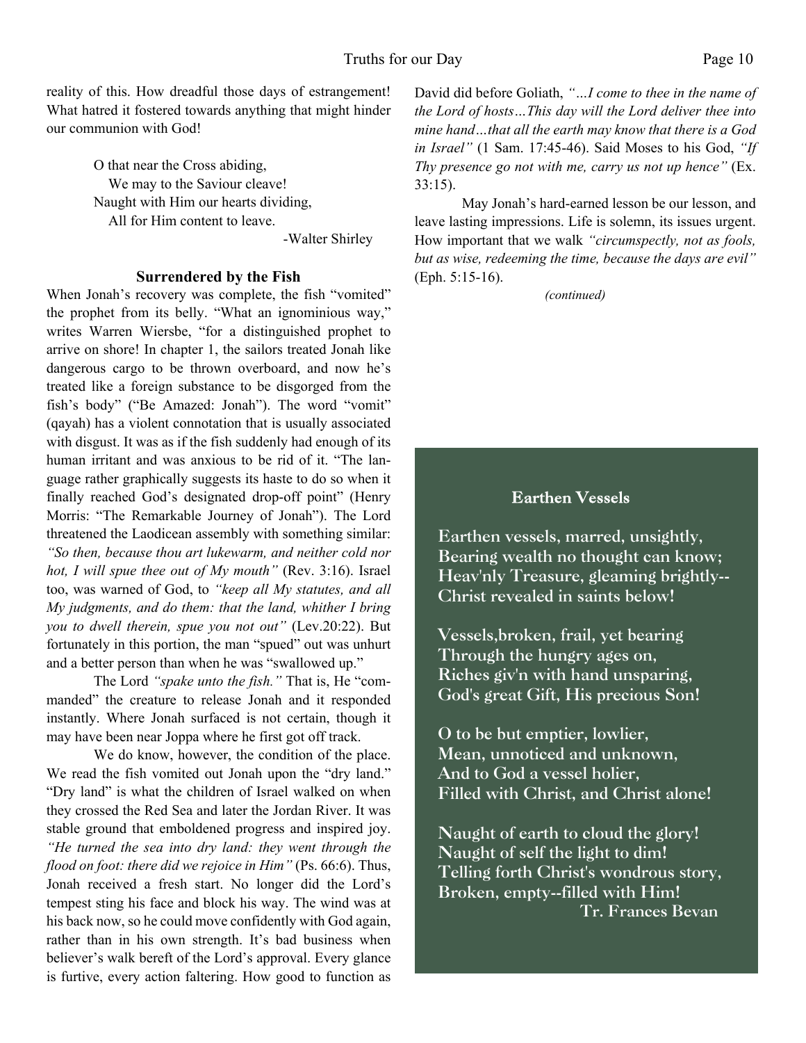reality of this. How dreadful those days of estrangement! What hatred it fostered towards anything that might hinder our communion with God!

> O that near the Cross abiding,
> We may to the Saviour cleave!
> Naught with Him our hearts dividing,
> All for Him content to leave.
>
> -Walter Shirley

### Surrendered by the Fish

When Jonah's recovery was complete, the fish "vomited" the prophet from its belly. "What an ignominious way," writes Warren Wiersbe, "for a distinguished prophet to arrive on shore! In chapter 1, the sailors treated Jonah like dangerous cargo to be thrown overboard, and now he's treated like a foreign substance to be disgorged from the fish's body" ("Be Amazed: Jonah"). The word "vomit" (qayah) has a violent connotation that is usually associated with disgust. It was as if the fish suddenly had enough of its human irritant and was anxious to be rid of it. "The language rather graphically suggests its haste to do so when it finally reached God's designated drop-off point" (Henry Morris: "The Remarkable Journey of Jonah"). The Lord threatened the Laodicean assembly with something similar: *"So then, because thou art lukewarm, and neither cold nor hot, I will spue thee out of My mouth"* (Rev. 3:16). Israel too, was warned of God, to *"keep all My statutes, and all My judgments, and do them: that the land, whither I bring you to dwell therein, spue you not out"* (Lev.20:22). But fortunately in this portion, the man "spued" out was unhurt and a better person than when he was "swallowed up."

The Lord *"spake unto the fish."* That is, He "commanded" the creature to release Jonah and it responded instantly. Where Jonah surfaced is not certain, though it may have been near Joppa where he first got off track.

We do know, however, the condition of the place. We read the fish vomited out Jonah upon the "dry land." "Dry land" is what the children of Israel walked on when they crossed the Red Sea and later the Jordan River. It was stable ground that emboldened progress and inspired joy. *"He turned the sea into dry land: they went through the flood on foot: there did we rejoice in Him"* (Ps. 66:6). Thus, Jonah received a fresh start. No longer did the Lord's tempest sting his face and block his way. The wind was at his back now, so he could move confidently with God again, rather than in his own strength. It's bad business when believer's walk bereft of the Lord's approval. Every glance is furtive, every action faltering. How good to function as David did before Goliath, *"…I come to thee in the name of the Lord of hosts…This day will the Lord deliver thee into mine hand…that all the earth may know that there is a God in Israel"* (1 Sam. 17:45-46). Said Moses to his God, *"If Thy presence go not with me, carry us not up hence"* (Ex. 33:15).

May Jonah's hard-earned lesson be our lesson, and leave lasting impressions. Life is solemn, its issues urgent. How important that we walk *"circumspectly, not as fools, but as wise, redeeming the time, because the days are evil"* (Eph. 5:15-16).

*(continued)*

### Earthen Vessels

Earthen vessels, marred, unsightly,
Bearing wealth no thought can know;
Heav'nly Treasure, gleaming brightly--
Christ revealed in saints below!

Vessels,broken, frail, yet bearing
Through the hungry ages on,
Riches giv'n with hand unsparing,
God's great Gift, His precious Son!

O to be but emptier, lowlier,
Mean, unnoticed and unknown,
And to God a vessel holier,
Filled with Christ, and Christ alone!

Naught of earth to cloud the glory!
Naught of self the light to dim!
Telling forth Christ's wondrous story,
Broken, empty--filled with Him!

Tr. Frances Bevan